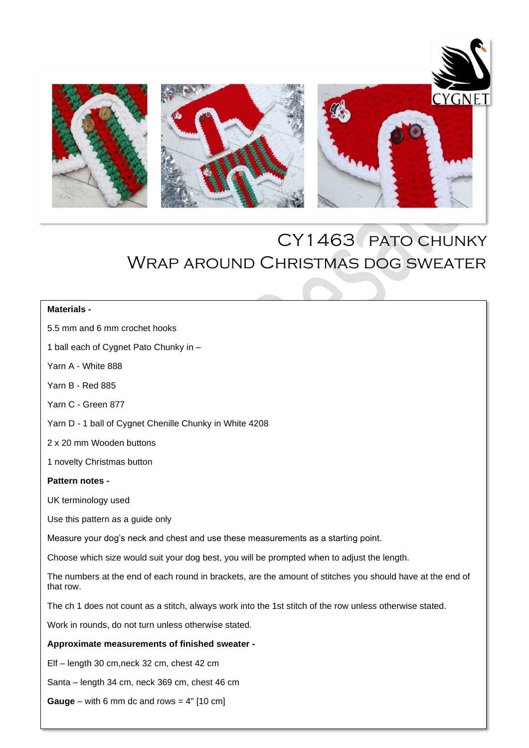# CY1463 Pato Chunky Wrap around Christmas dog sweater

**Materials -**

5.5 mm and 6 mm crochet hooks

1 ball each of Cygnet Pato Chunky in –

Yarn A - White 888

Yarn B - Red 885

Yarn C - Green 877

Yarn D - 1 ball of Cygnet Chenille Chunky in White 4208

2 x 20 mm Wooden buttons

1 novelty Christmas button

**Pattern notes -**

UK terminology used

Use this pattern as a guide only

Measure your dog's neck and chest and use these measurements as a starting point.

Choose which size would suit your dog best, you will be prompted when to adjust the length.

The numbers at the end of each round in brackets, are the amount of stitches you should have at the end of that row.

The ch 1 does not count as a stitch, always work into the 1st stitch of the row unless otherwise stated.

Work in rounds, do not turn unless otherwise stated.

**Approximate measurements of finished sweater -**

Elf – length 30 cm,neck 32 cm, chest 42 cm

Santa – length 34 cm, neck 369 cm, chest 46 cm

**Gauge** – with 6 mm dc and rows = 4" [10 cm]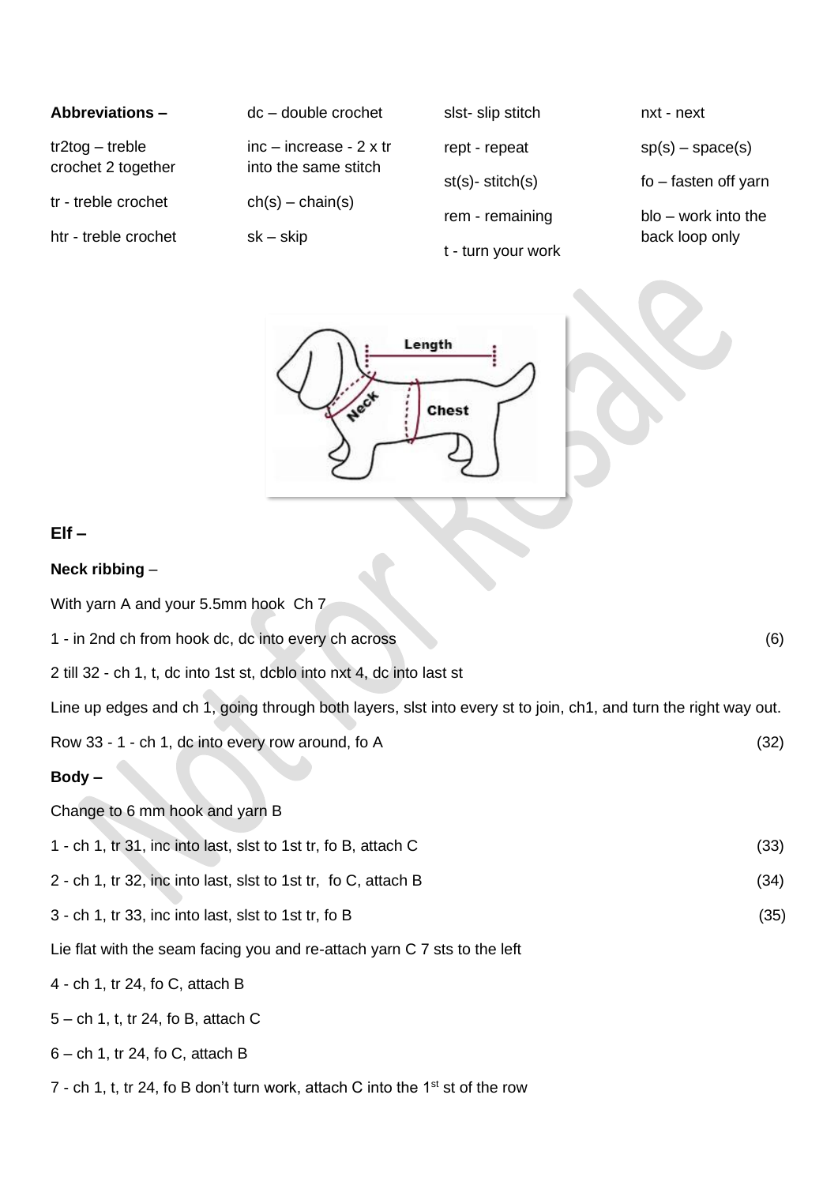| **Abbreviations –** | dc – double crochet | slst- slip stitch | nxt - next |
|---|---|---|---|
| tr2tog – treble crochet 2 together | inc – increase - 2 x tr into the same stitch | rept - repeat | sp(s) – space(s) |
| tr - treble crochet | ch(s) – chain(s) | st(s)- stitch(s) | fo – fasten off yarn |
| htr - treble crochet | sk – skip | rem - remaining | blo – work into the back loop only |
| | | t - turn your work | |

**Elf –**

**Neck ribbing** –

With yarn A and your 5.5mm hook Ch 7

1 - in 2nd ch from hook dc, dc into every ch across (6)

2 till 32 - ch 1, t, dc into 1st st, dcblo into nxt 4, dc into last st

Line up edges and ch 1, going through both layers, slst into every st to join, ch1, and turn the right way out.

Row 33 - 1 - ch 1, dc into every row around, fo A (32)

**Body –**

Change to 6 mm hook and yarn B

1 - ch 1, tr 31, inc into last, slst to 1st tr, fo B, attach C (33)

2 - ch 1, tr 32, inc into last, slst to 1st tr, fo C, attach B (34)

3 - ch 1, tr 33, inc into last, slst to 1st tr, fo B (35)

Lie flat with the seam facing you and re-attach yarn C 7 sts to the left

4 - ch 1, tr 24, fo C, attach B

5 – ch 1, t, tr 24, fo B, attach C

6 – ch 1, tr 24, fo C, attach B

7 - ch 1, t, tr 24, fo B don't turn work, attach C into the 1st st of the row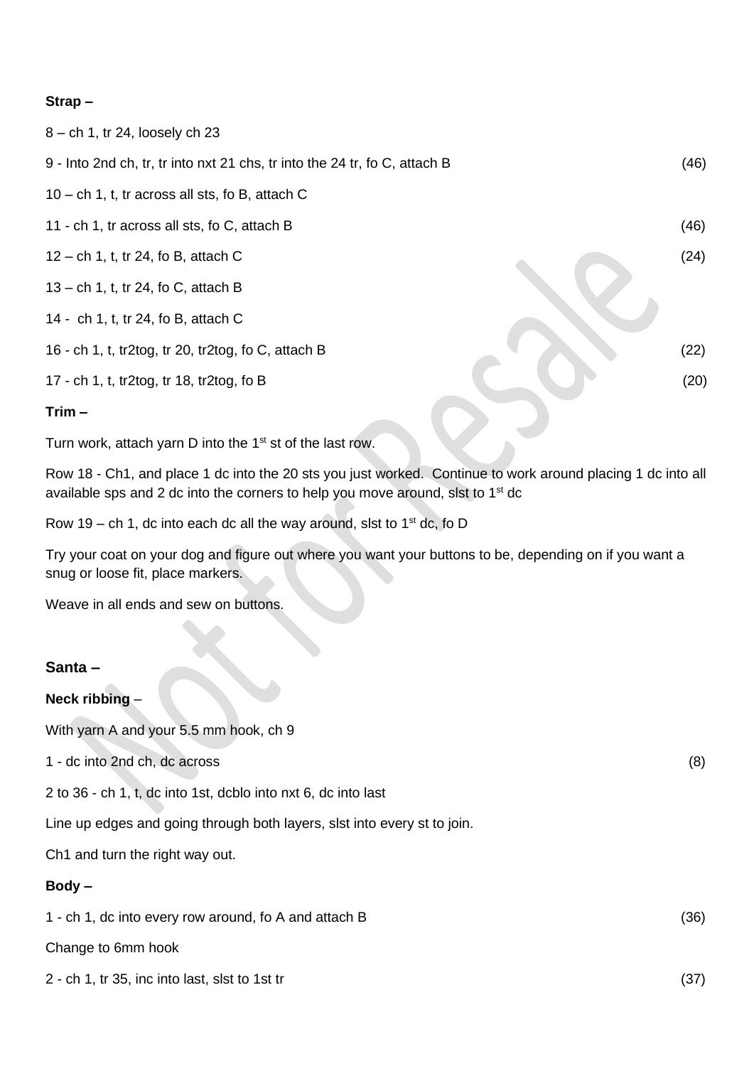**Strap –**

8 – ch 1, tr 24, loosely ch 23

9 - Into 2nd ch, tr, tr into nxt 21 chs, tr into the 24 tr, fo C, attach B (46)

10 – ch 1, t, tr across all sts, fo B, attach C

11 - ch 1, tr across all sts, fo C, attach B (46)

12 – ch 1, t, tr 24, fo B, attach C (24)

13 – ch 1, t, tr 24, fo C, attach B

14 - ch 1, t, tr 24, fo B, attach C

16 - ch 1, t, tr2tog, tr 20, tr2tog, fo C, attach B (22)

17 - ch 1, t, tr2tog, tr 18, tr2tog, fo B (20)

**Trim –**

Turn work, attach yarn D into the 1st st of the last row.

Row 18 - Ch1, and place 1 dc into the 20 sts you just worked. Continue to work around placing 1 dc into all available sps and 2 dc into the corners to help you move around, slst to 1st dc

Row 19 – ch 1, dc into each dc all the way around, slst to 1st dc, fo D

Try your coat on your dog and figure out where you want your buttons to be, depending on if you want a snug or loose fit, place markers.

Weave in all ends and sew on buttons.

## Santa –

**Neck ribbing** –

With yarn A and your 5.5 mm hook, ch 9

1 - dc into 2nd ch, dc across (8)

2 to 36 - ch 1, t, dc into 1st, dcblo into nxt 6, dc into last

Line up edges and going through both layers, slst into every st to join.

Ch1 and turn the right way out.

**Body –**

1 - ch 1, dc into every row around, fo A and attach B (36)

Change to 6mm hook

2 - ch 1, tr 35, inc into last, slst to 1st tr (37)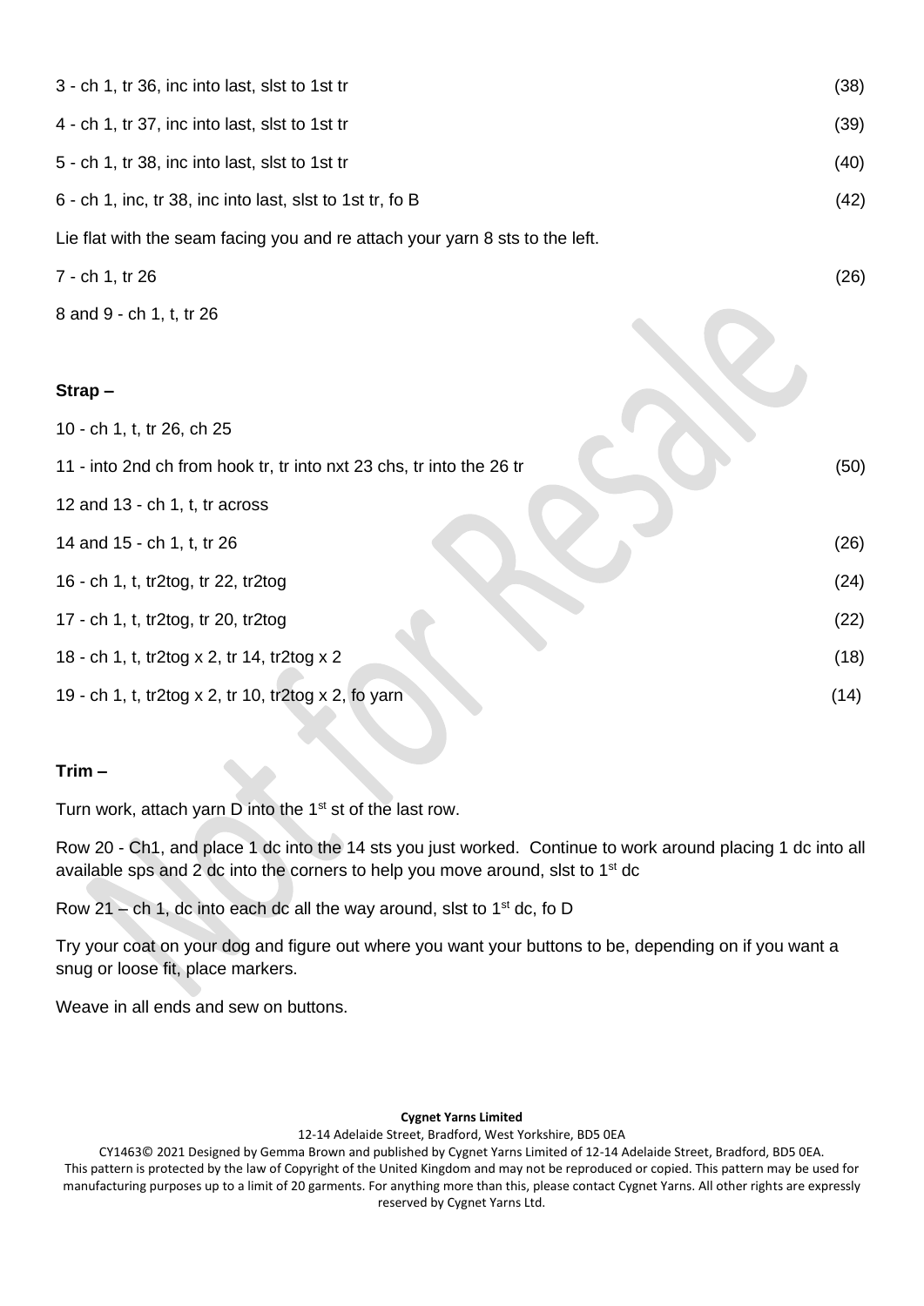3 - ch 1, tr 36, inc into last, slst to 1st tr (38)

4 - ch 1, tr 37, inc into last, slst to 1st tr (39)

5 - ch 1, tr 38, inc into last, slst to 1st tr (40)

6 - ch 1, inc, tr 38, inc into last, slst to 1st tr, fo B (42)

Lie flat with the seam facing you and re attach your yarn 8 sts to the left.

7 - ch 1, tr 26 (26)

8 and 9 - ch 1, t, tr 26

**Strap –**

10 - ch 1, t, tr 26, ch 25

11 - into 2nd ch from hook tr, tr into nxt 23 chs, tr into the 26 tr (50)

12 and 13 - ch 1, t, tr across

14 and 15 - ch 1, t, tr 26 (26)

16 - ch 1, t, tr2tog, tr 22, tr2tog (24)

17 - ch 1, t, tr2tog, tr 20, tr2tog (22)

18 - ch 1, t, tr2tog x 2, tr 14, tr2tog x 2 (18)

19 - ch 1, t, tr2tog x 2, tr 10, tr2tog x 2, fo yarn (14)

**Trim –**

Turn work, attach yarn D into the 1st st of the last row.

Row 20 - Ch1, and place 1 dc into the 14 sts you just worked. Continue to work around placing 1 dc into all available sps and 2 dc into the corners to help you move around, slst to 1st dc

Row 21 – ch 1, dc into each dc all the way around, slst to 1st dc, fo D

Try your coat on your dog and figure out where you want your buttons to be, depending on if you want a snug or loose fit, place markers.

Weave in all ends and sew on buttons.

**Cygnet Yarns Limited**

12-14 Adelaide Street, Bradford, West Yorkshire, BD5 0EA

CY1463© 2021 Designed by Gemma Brown and published by Cygnet Yarns Limited of 12-14 Adelaide Street, Bradford, BD5 0EA. This pattern is protected by the law of Copyright of the United Kingdom and may not be reproduced or copied. This pattern may be used for manufacturing purposes up to a limit of 20 garments. For anything more than this, please contact Cygnet Yarns. All other rights are expressly reserved by Cygnet Yarns Ltd.